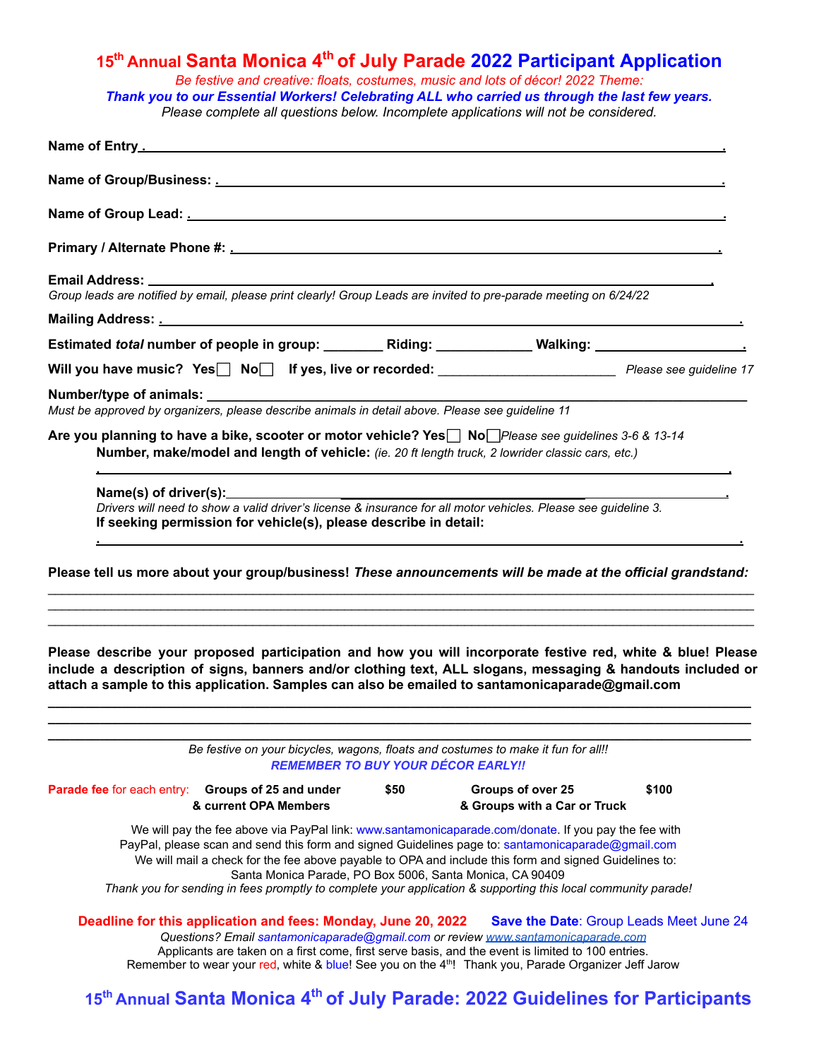# 15th Annual Santa Monica 4th of July Parade 2022 Participant Application

*Be festive and creative: floats, costumes, music and lots of décor! 2022 Theme:*

***Thank you to our Essential Workers! Celebrating ALL who carried us through the last few years.***

*Please complete all questions below. Incomplete applications will not be considered.*

**Name of Entry** ______________________________________________

**Name of Group/Business:** ______________________________________________

**Name of Group Lead:** ______________________________________________

**Primary / Alternate Phone #:** ______________________________________________

**Email Address:** ______________________________________________

*Group leads are notified by email, please print clearly! Group Leads are invited to pre-parade meeting on 6/24/22*

**Mailing Address:** ______________________________________________

**Estimated *total* number of people in group:** ________ **Riding:** ____________ **Walking:** ____________

**Will you have music? Yes☐ No☐ If yes, live or recorded:** ______________________ *Please see guideline 17*

**Number/type of animals:** ______________________________________________

*Must be approved by organizers, please describe animals in detail above. Please see guideline 11*

**Are you planning to have a bike, scooter or motor vehicle? Yes☐ No☐** *Please see guidelines 3-6 & 13-14*

**Number, make/model and length of vehicle:** *(ie. 20 ft length truck, 2 lowrider classic cars, etc.)*

______________________________________________

**Name(s) of driver(s):** ______________________________________________

*Drivers will need to show a valid driver's license & insurance for all motor vehicles. Please see guideline 3.*

**If seeking permission for vehicle(s), please describe in detail:**

______________________________________________

**Please tell us more about your group/business! *These announcements will be made at the official grandstand:***

______________________________________________

______________________________________________

______________________________________________

**Please describe your proposed participation and how you will incorporate festive red, white & blue! Please include a description of signs, banners and/or clothing text, ALL slogans, messaging & handouts included or attach a sample to this application. Samples can also be emailed to santamonicaparade@gmail.com**

______________________________________________

______________________________________________

______________________________________________

*Be festive on your bicycles, wagons, floats and costumes to make it fun for all!!*

***REMEMBER TO BUY YOUR DÉCOR EARLY!!***

| Parade fee for each entry: | Groups of 25 and under & current OPA Members | $50 | Groups of over 25 & Groups with a Car or Truck | $100 |
|---|---|---|---|---|

We will pay the fee above via PayPal link: www.santamonicaparade.com/donate. If you pay the fee with PayPal, please scan and send this form and signed Guidelines page to: santamonicaparade@gmail.com

We will mail a check for the fee above payable to OPA and include this form and signed Guidelines to: Santa Monica Parade, PO Box 5006, Santa Monica, CA 90409

*Thank you for sending in fees promptly to complete your application & supporting this local community parade!*

**Deadline for this application and fees: Monday, June 20, 2022** **Save the Date**: Group Leads Meet June 24

*Questions? Email santamonicaparade@gmail.com or review www.santamonicaparade.com*

Applicants are taken on a first come, first serve basis, and the event is limited to 100 entries.

Remember to wear your red, white & blue! See you on the 4th! Thank you, Parade Organizer Jeff Jarow

# 15th Annual Santa Monica 4th of July Parade: 2022 Guidelines for Participants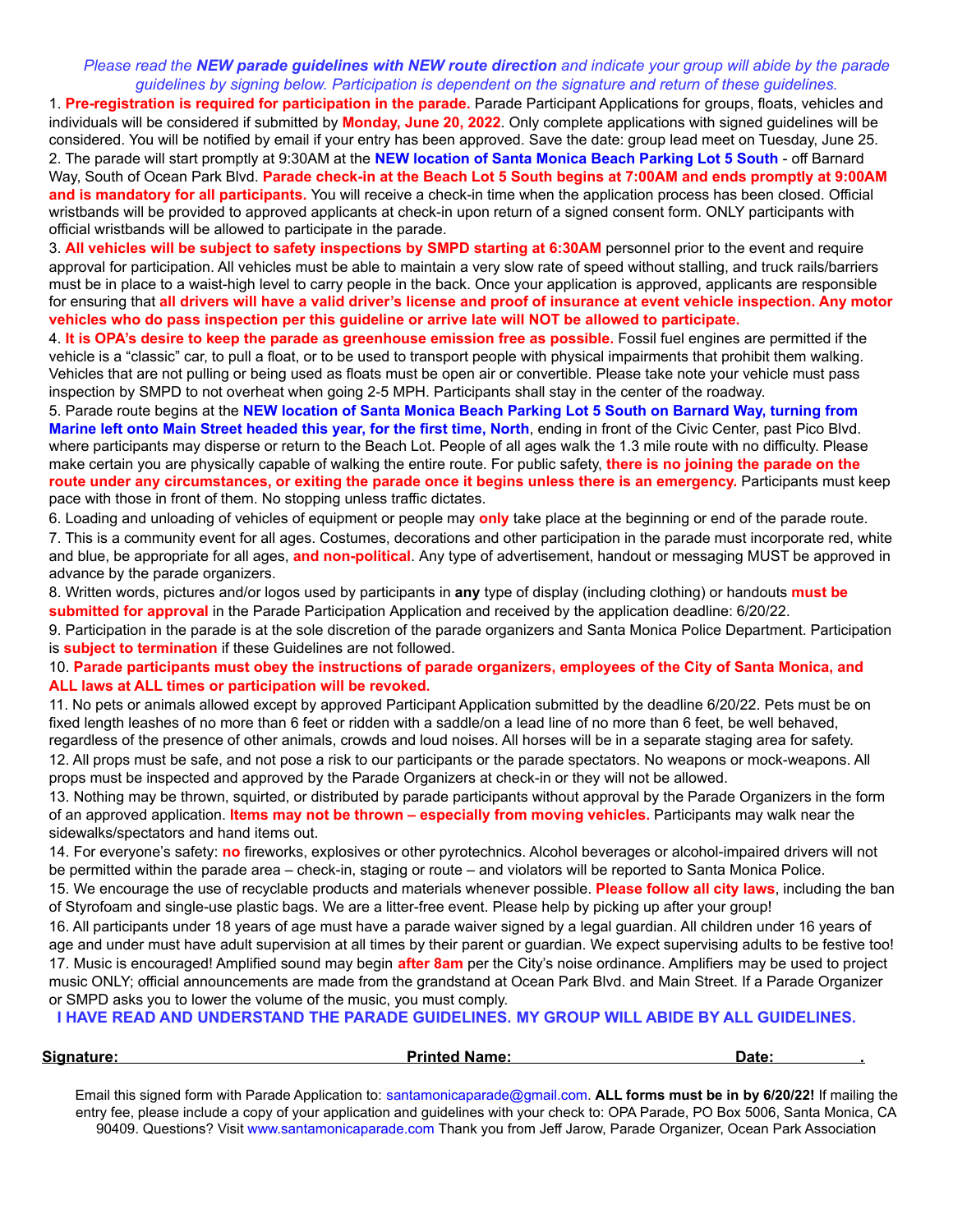*Please read the **NEW parade guidelines with NEW route direction** and indicate your group will abide by the parade guidelines by signing below. Participation is dependent on the signature and return of these guidelines.*

1. **Pre-registration is required for participation in the parade.** Parade Participant Applications for groups, floats, vehicles and individuals will be considered if submitted by **Monday, June 20, 2022**. Only complete applications with signed guidelines will be considered. You will be notified by email if your entry has been approved. Save the date: group lead meet on Tuesday, June 25.
2. The parade will start promptly at 9:30AM at the **NEW location of Santa Monica Beach Parking Lot 5 South** - off Barnard Way, South of Ocean Park Blvd. **Parade check-in at the Beach Lot 5 South begins at 7:00AM and ends promptly at 9:00AM and is mandatory for all participants.** You will receive a check-in time when the application process has been closed. Official wristbands will be provided to approved applicants at check-in upon return of a signed consent form. ONLY participants with official wristbands will be allowed to participate in the parade.
3. **All vehicles will be subject to safety inspections by SMPD starting at 6:30AM** personnel prior to the event and require approval for participation. All vehicles must be able to maintain a very slow rate of speed without stalling, and truck rails/barriers must be in place to a waist-high level to carry people in the back. Once your application is approved, applicants are responsible for ensuring that **all drivers will have a valid driver's license and proof of insurance at event vehicle inspection. Any motor vehicles who do pass inspection per this guideline or arrive late will NOT be allowed to participate.**
4. **It is OPA's desire to keep the parade as greenhouse emission free as possible.** Fossil fuel engines are permitted if the vehicle is a "classic" car, to pull a float, or to be used to transport people with physical impairments that prohibit them walking. Vehicles that are not pulling or being used as floats must be open air or convertible. Please take note your vehicle must pass inspection by SMPD to not overheat when going 2-5 MPH. Participants shall stay in the center of the roadway.
5. Parade route begins at the **NEW location of Santa Monica Beach Parking Lot 5 South on Barnard Way, turning from Marine left onto Main Street headed this year, for the first time, North**, ending in front of the Civic Center, past Pico Blvd. where participants may disperse or return to the Beach Lot. People of all ages walk the 1.3 mile route with no difficulty. Please make certain you are physically capable of walking the entire route. For public safety, **there is no joining the parade on the route under any circumstances, or exiting the parade once it begins unless there is an emergency.** Participants must keep pace with those in front of them. No stopping unless traffic dictates.
6. Loading and unloading of vehicles of equipment or people may **only** take place at the beginning or end of the parade route.
7. This is a community event for all ages. Costumes, decorations and other participation in the parade must incorporate red, white and blue, be appropriate for all ages, **and non-political**. Any type of advertisement, handout or messaging MUST be approved in advance by the parade organizers.
8. Written words, pictures and/or logos used by participants in **any** type of display (including clothing) or handouts **must be submitted for approval** in the Parade Participation Application and received by the application deadline: 6/20/22.
9. Participation in the parade is at the sole discretion of the parade organizers and Santa Monica Police Department. Participation is **subject to termination** if these Guidelines are not followed.
10. **Parade participants must obey the instructions of parade organizers, employees of the City of Santa Monica, and ALL laws at ALL times or participation will be revoked.**
11. No pets or animals allowed except by approved Participant Application submitted by the deadline 6/20/22. Pets must be on fixed length leashes of no more than 6 feet or ridden with a saddle/on a lead line of no more than 6 feet, be well behaved, regardless of the presence of other animals, crowds and loud noises. All horses will be in a separate staging area for safety.
12. All props must be safe, and not pose a risk to our participants or the parade spectators. No weapons or mock-weapons. All props must be inspected and approved by the Parade Organizers at check-in or they will not be allowed.
13. Nothing may be thrown, squirted, or distributed by parade participants without approval by the Parade Organizers in the form of an approved application. **Items may not be thrown – especially from moving vehicles.** Participants may walk near the sidewalks/spectators and hand items out.
14. For everyone's safety: **no** fireworks, explosives or other pyrotechnics. Alcohol beverages or alcohol-impaired drivers will not be permitted within the parade area – check-in, staging or route – and violators will be reported to Santa Monica Police.
15. We encourage the use of recyclable products and materials whenever possible. **Please follow all city laws**, including the ban of Styrofoam and single-use plastic bags. We are a litter-free event. Please help by picking up after your group!
16. All participants under 18 years of age must have a parade waiver signed by a legal guardian. All children under 16 years of age and under must have adult supervision at all times by their parent or guardian. We expect supervising adults to be festive too!
17. Music is encouraged! Amplified sound may begin **after 8am** per the City's noise ordinance. Amplifiers may be used to project music ONLY; official announcements are made from the grandstand at Ocean Park Blvd. and Main Street. If a Parade Organizer or SMPD asks you to lower the volume of the music, you must comply.

**I HAVE READ AND UNDERSTAND THE PARADE GUIDELINES. MY GROUP WILL ABIDE BY ALL GUIDELINES.**

**Signature:** ______________________ **Printed Name:** ______________________ **Date:** __________.

Email this signed form with Parade Application to: santamonicaparade@gmail.com. **ALL forms must be in by 6/20/22!** If mailing the entry fee, please include a copy of your application and guidelines with your check to: OPA Parade, PO Box 5006, Santa Monica, CA 90409. Questions? Visit www.santamonicaparade.com Thank you from Jeff Jarow, Parade Organizer, Ocean Park Association